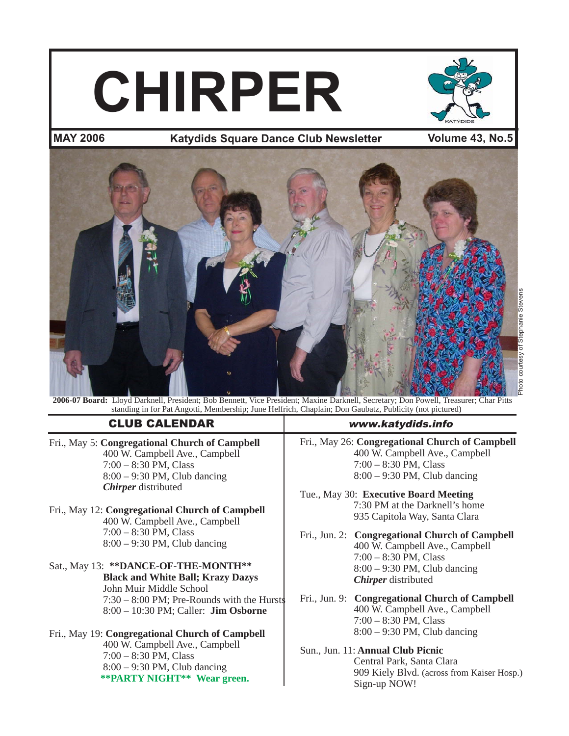# CHIRPER

**MAY 2006** — **Katydids Square Dance Club Newsletter** — **Volume 43, No.5**

Photo courtesy of Stephanie Stevens

**2006-07 Board:** Lloyd Darknell, President; Bob Bennett, Vice President; Maxine Darknell, Secretary; Don Powell, Treasurer; Char Pitts standing in for Pat Angotti, Membership; June Helfrich, Chaplain; Don Gaubatz, Publicity (not pictured)

## CLUB CALENDAR

***www.katydids.info***

Fri., May 5: **Congregational Church of Campbell**
400 W. Campbell Ave., Campbell
7:00 – 8:30 PM, Class
8:00 – 9:30 PM, Club dancing
***Chirper*** distributed

Fri., May 12: **Congregational Church of Campbell**
400 W. Campbell Ave., Campbell
7:00 – 8:30 PM, Class
8:00 – 9:30 PM, Club dancing

Sat., May 13: **\*\*DANCE-OF-THE-MONTH\*\***
**Black and White Ball; Krazy Dazys**
John Muir Middle School
7:30 – 8:00 PM; Pre-Rounds with the Hursts
8:00 – 10:30 PM; Caller: **Jim Osborne**

Fri., May 19: **Congregational Church of Campbell**
400 W. Campbell Ave., Campbell
7:00 – 8:30 PM, Class
8:00 – 9:30 PM, Club dancing
**\*\*PARTY NIGHT\*\* Wear green.**

Fri., May 26: **Congregational Church of Campbell**
400 W. Campbell Ave., Campbell
7:00 – 8:30 PM, Class
8:00 – 9:30 PM, Club dancing

Tue., May 30: **Executive Board Meeting**
7:30 PM at the Darknell's home
935 Capitola Way, Santa Clara

Fri., Jun. 2: **Congregational Church of Campbell**
400 W. Campbell Ave., Campbell
7:00 – 8:30 PM, Class
8:00 – 9:30 PM, Club dancing
***Chirper*** distributed

Fri., Jun. 9: **Congregational Church of Campbell**
400 W. Campbell Ave., Campbell
7:00 – 8:30 PM, Class
8:00 – 9:30 PM, Club dancing

Sun., Jun. 11: **Annual Club Picnic**
Central Park, Santa Clara
909 Kiely Blvd. (across from Kaiser Hosp.)
Sign-up NOW!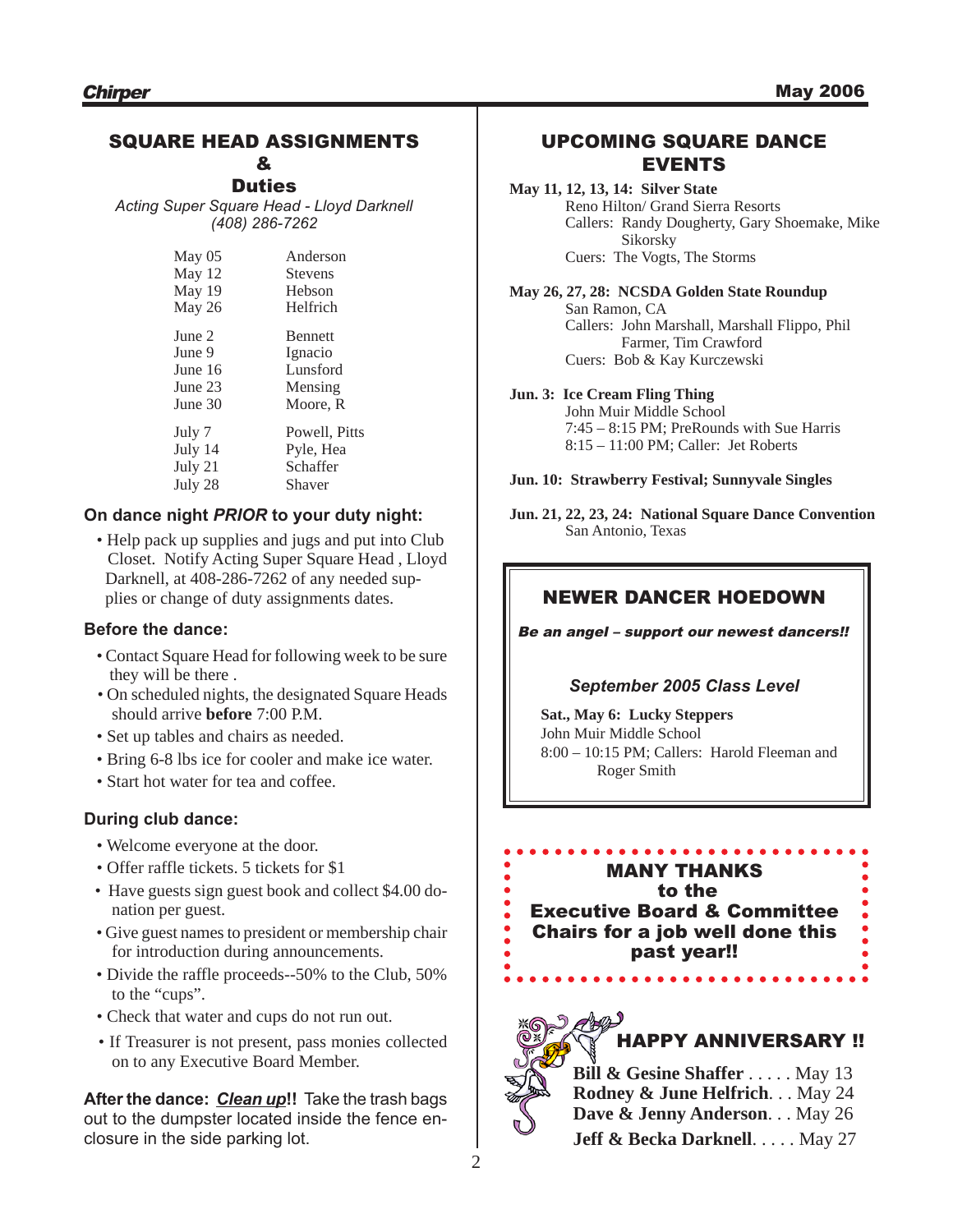## SQUARE HEAD ASSIGNMENTS & Duties

*Acting Super Square Head - Lloyd Darknell (408) 286-7262*

| Date | Name |
|---|---|
| May 05 | Anderson |
| May 12 | Stevens |
| May 19 | Hebson |
| May 26 | Helfrich |
| June 2 | Bennett |
| June 9 | Ignacio |
| June 16 | Lunsford |
| June 23 | Mensing |
| June 30 | Moore, R |
| July 7 | Powell, Pitts |
| July 14 | Pyle, Hea |
| July 21 | Schaffer |
| July 28 | Shaver |

### On dance night *PRIOR* to your duty night:

- Help pack up supplies and jugs and put into Club Closet. Notify Acting Super Square Head , Lloyd Darknell, at 408-286-7262 of any needed supplies or change of duty assignments dates.

### Before the dance:

- Contact Square Head for following week to be sure they will be there .
- On scheduled nights, the designated Square Heads should arrive **before** 7:00 P.M.
- Set up tables and chairs as needed.
- Bring 6-8 lbs ice for cooler and make ice water.
- Start hot water for tea and coffee.

### During club dance:

- Welcome everyone at the door.
- Offer raffle tickets. 5 tickets for $1
- Have guests sign guest book and collect $4.00 donation per guest.
- Give guest names to president or membership chair for introduction during announcements.
- Divide the raffle proceeds--50% to the Club, 50% to the "cups".
- Check that water and cups do not run out.
- If Treasurer is not present, pass monies collected on to any Executive Board Member.

**After the dance:** ***Clean up*!!** Take the trash bags out to the dumpster located inside the fence enclosure in the side parking lot.

## UPCOMING SQUARE DANCE EVENTS

**May 11, 12, 13, 14: Silver State**
Reno Hilton/ Grand Sierra Resorts
Callers: Randy Dougherty, Gary Shoemake, Mike Sikorsky
Cuers: The Vogts, The Storms

**May 26, 27, 28: NCSDA Golden State Roundup**
San Ramon, CA
Callers: John Marshall, Marshall Flippo, Phil Farmer, Tim Crawford
Cuers: Bob & Kay Kurczewski

**Jun. 3: Ice Cream Fling Thing**
John Muir Middle School
7:45 – 8:15 PM; PreRounds with Sue Harris
8:15 – 11:00 PM; Caller: Jet Roberts

**Jun. 10: Strawberry Festival; Sunnyvale Singles**

**Jun. 21, 22, 23, 24: National Square Dance Convention**
San Antonio, Texas

## NEWER DANCER HOEDOWN

***Be an angel – support our newest dancers!!***

*September 2005 Class Level*

**Sat., May 6: Lucky Steppers**
John Muir Middle School
8:00 – 10:15 PM; Callers: Harold Fleeman and Roger Smith

**MANY THANKS to the Executive Board & Committee Chairs for a job well done this past year!!**

## HAPPY ANNIVERSARY !!

**Bill & Gesine Shaffer** . . . . . May 13
**Rodney & June Helfrich**. . . May 24
**Dave & Jenny Anderson**. . . May 26
**Jeff & Becka Darknell**. . . . . May 27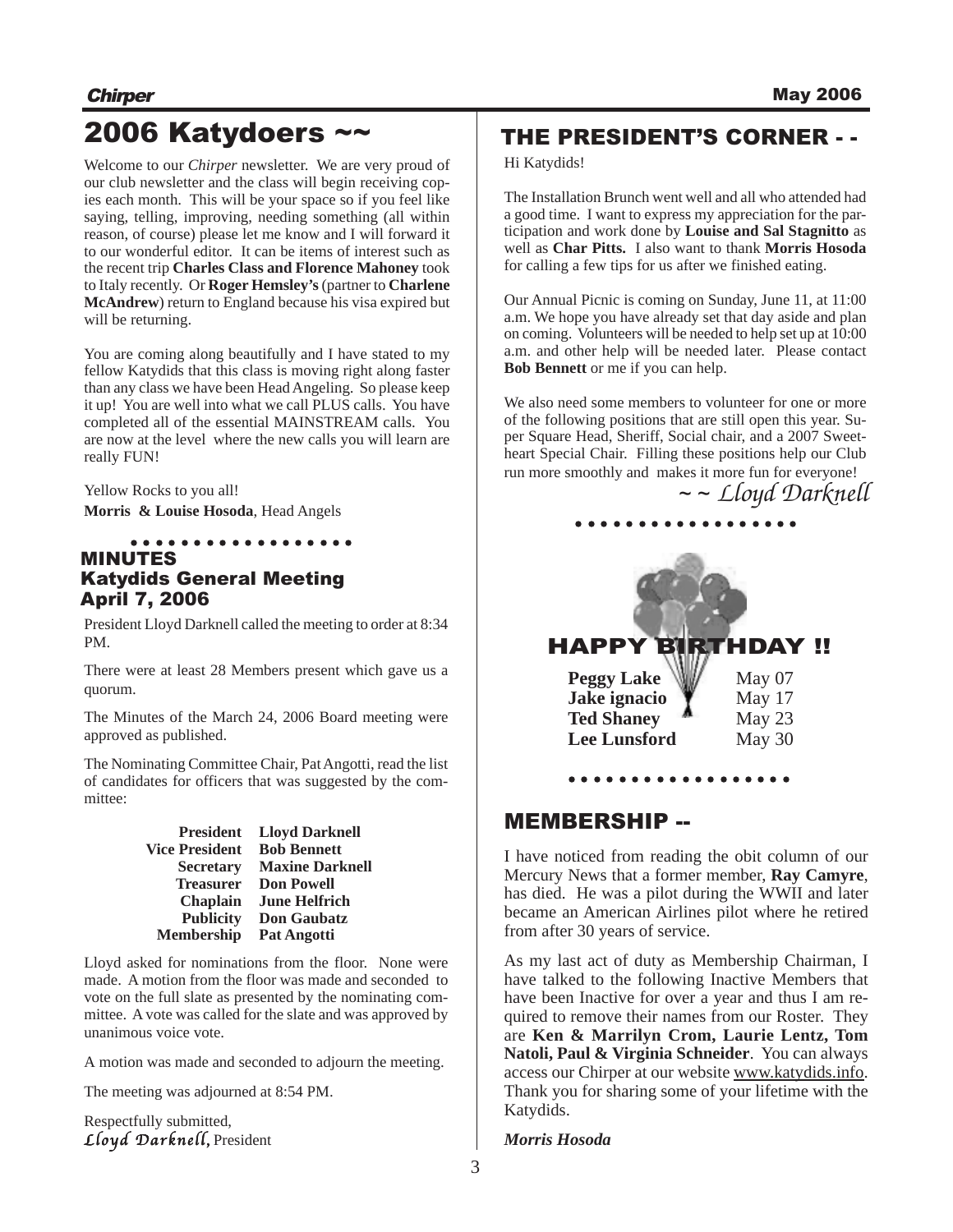# 2006 Katydoers ~~

Welcome to our *Chirper* newsletter. We are very proud of our club newsletter and the class will begin receiving copies each month. This will be your space so if you feel like saying, telling, improving, needing something (all within reason, of course) please let me know and I will forward it to our wonderful editor. It can be items of interest such as the recent trip **Charles Class and Florence Mahoney** took to Italy recently. Or **Roger Hemsley's** (partner to **Charlene McAndrew**) return to England because his visa expired but will be returning.

You are coming along beautifully and I have stated to my fellow Katydids that this class is moving right along faster than any class we have been Head Angeling. So please keep it up! You are well into what we call PLUS calls. You have completed all of the essential MAINSTREAM calls. You are now at the level where the new calls you will learn are really FUN!

Yellow Rocks to you all!

**Morris & Louise Hosoda**, Head Angels

## MINUTES
## Katydids General Meeting
## April 7, 2006

President Lloyd Darknell called the meeting to order at 8:34 PM.

There were at least 28 Members present which gave us a quorum.

The Minutes of the March 24, 2006 Board meeting were approved as published.

The Nominating Committee Chair, Pat Angotti, read the list of candidates for officers that was suggested by the committee:

| | |
|---|---|
| **President** | **Lloyd Darknell** |
| **Vice President** | **Bob Bennett** |
| **Secretary** | **Maxine Darknell** |
| **Treasurer** | **Don Powell** |
| **Chaplain** | **June Helfrich** |
| **Publicity** | **Don Gaubatz** |
| **Membership** | **Pat Angotti** |

Lloyd asked for nominations from the floor. None were made. A motion from the floor was made and seconded to vote on the full slate as presented by the nominating committee. A vote was called for the slate and was approved by unanimous voice vote.

A motion was made and seconded to adjourn the meeting.

The meeting was adjourned at 8:54 PM.

Respectfully submitted,
*Lloyd Darknell*, President

# THE PRESIDENT'S CORNER - -

Hi Katydids!

The Installation Brunch went well and all who attended had a good time. I want to express my appreciation for the participation and work done by **Louise and Sal Stagnitto** as well as **Char Pitts.** I also want to thank **Morris Hosoda** for calling a few tips for us after we finished eating.

Our Annual Picnic is coming on Sunday, June 11, at 11:00 a.m. We hope you have already set that day aside and plan on coming. Volunteers will be needed to help set up at 10:00 a.m. and other help will be needed later. Please contact **Bob Bennett** or me if you can help.

We also need some members to volunteer for one or more of the following positions that are still open this year. Super Square Head, Sheriff, Social chair, and a 2007 Sweetheart Special Chair. Filling these positions help our Club run more smoothly and makes it more fun for everyone!

*~ ~ Lloyd Darknell*

## HAPPY BIRTHDAY !!

| | |
|---|---|
| **Peggy Lake** | May 07 |
| **Jake ignacio** | May 17 |
| **Ted Shaney** | May 23 |
| **Lee Lunsford** | May 30 |

## MEMBERSHIP --

I have noticed from reading the obit column of our Mercury News that a former member, **Ray Camyre**, has died. He was a pilot during the WWII and later became an American Airlines pilot where he retired from after 30 years of service.

As my last act of duty as Membership Chairman, I have talked to the following Inactive Members that have been Inactive for over a year and thus I am required to remove their names from our Roster. They are **Ken & Marrilyn Crom, Laurie Lentz, Tom Natoli, Paul & Virginia Schneider**. You can always access our Chirper at our website www.katydids.info. Thank you for sharing some of your lifetime with the Katydids.

***Morris Hosoda***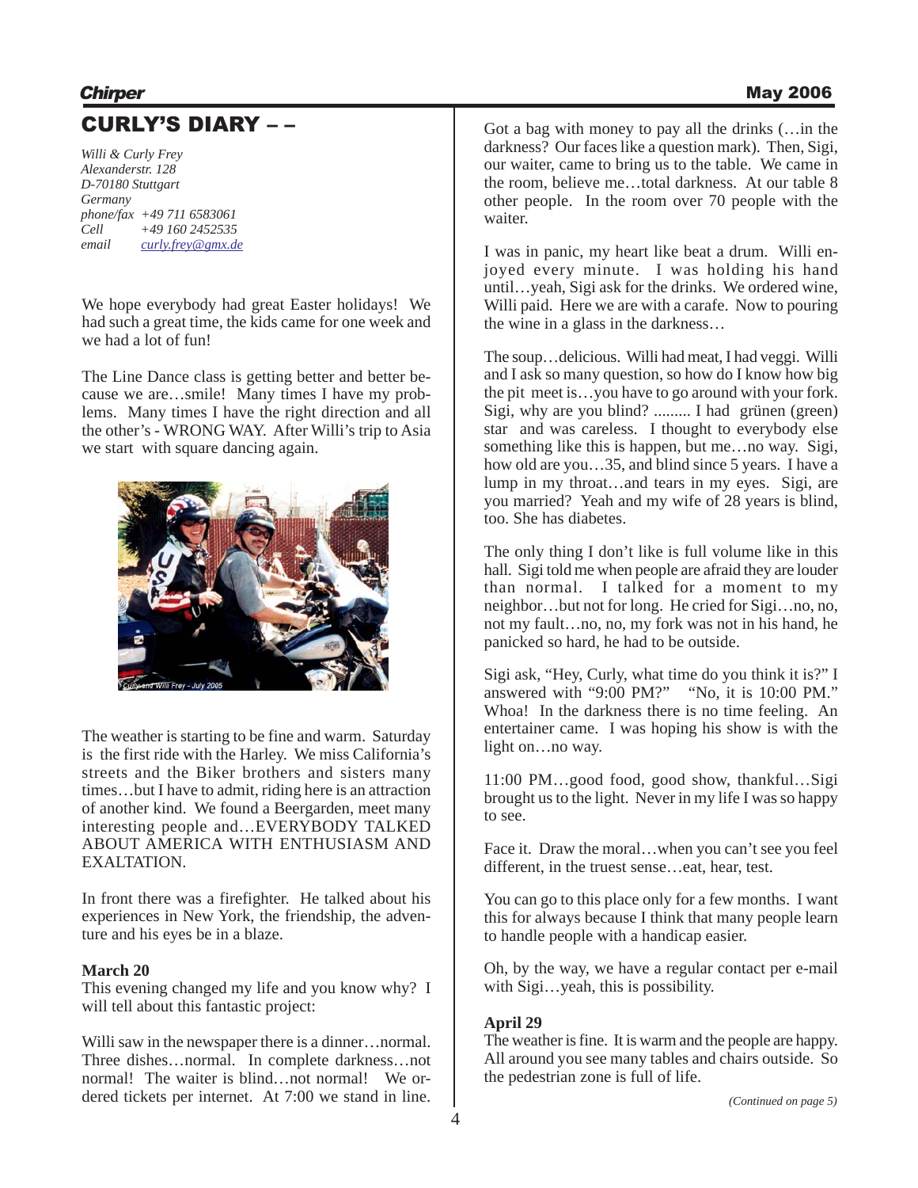# CURLY'S DIARY – –

*Willi & Curly Frey*
*Alexanderstr. 128*
*D-70180 Stuttgart*
*Germany*
*phone/fax +49 711 6583061*
*Cell +49 160 2452535*
*email curly.frey@gmx.de*

We hope everybody had great Easter holidays! We had such a great time, the kids came for one week and we had a lot of fun!

The Line Dance class is getting better and better because we are…smile! Many times I have my problems. Many times I have the right direction and all the other's - WRONG WAY. After Willi's trip to Asia we start with square dancing again.

Curly and Willi Frey - July 2005

The weather is starting to be fine and warm. Saturday is the first ride with the Harley. We miss California's streets and the Biker brothers and sisters many times…but I have to admit, riding here is an attraction of another kind. We found a Beergarden, meet many interesting people and…EVERYBODY TALKED ABOUT AMERICA WITH ENTHUSIASM AND EXALTATION.

In front there was a firefighter. He talked about his experiences in New York, the friendship, the adventure and his eyes be in a blaze.

**March 20**
This evening changed my life and you know why? I will tell about this fantastic project:

Willi saw in the newspaper there is a dinner…normal. Three dishes…normal. In complete darkness…not normal! The waiter is blind…not normal! We ordered tickets per internet. At 7:00 we stand in line. Got a bag with money to pay all the drinks (…in the darkness? Our faces like a question mark). Then, Sigi, our waiter, came to bring us to the table. We came in the room, believe me…total darkness. At our table 8 other people. In the room over 70 people with the waiter.

I was in panic, my heart like beat a drum. Willi enjoyed every minute. I was holding his hand until…yeah, Sigi ask for the drinks. We ordered wine, Willi paid. Here we are with a carafe. Now to pouring the wine in a glass in the darkness…

The soup…delicious. Willi had meat, I had veggi. Willi and I ask so many question, so how do I know how big the pit meet is…you have to go around with your fork. Sigi, why are you blind? ......... I had grünen (green) star and was careless. I thought to everybody else something like this is happen, but me…no way. Sigi, how old are you…35, and blind since 5 years. I have a lump in my throat…and tears in my eyes. Sigi, are you married? Yeah and my wife of 28 years is blind, too. She has diabetes.

The only thing I don't like is full volume like in this hall. Sigi told me when people are afraid they are louder than normal. I talked for a moment to my neighbor…but not for long. He cried for Sigi…no, no, not my fault…no, no, my fork was not in his hand, he panicked so hard, he had to be outside.

Sigi ask, "Hey, Curly, what time do you think it is?" I answered with "9:00 PM?" "No, it is 10:00 PM." Whoa! In the darkness there is no time feeling. An entertainer came. I was hoping his show is with the light on…no way.

11:00 PM…good food, good show, thankful…Sigi brought us to the light. Never in my life I was so happy to see.

Face it. Draw the moral…when you can't see you feel different, in the truest sense…eat, hear, test.

You can go to this place only for a few months. I want this for always because I think that many people learn to handle people with a handicap easier.

Oh, by the way, we have a regular contact per e-mail with Sigi…yeah, this is possibility.

**April 29**
The weather is fine. It is warm and the people are happy. All around you see many tables and chairs outside. So the pedestrian zone is full of life.

*(Continued on page 5)*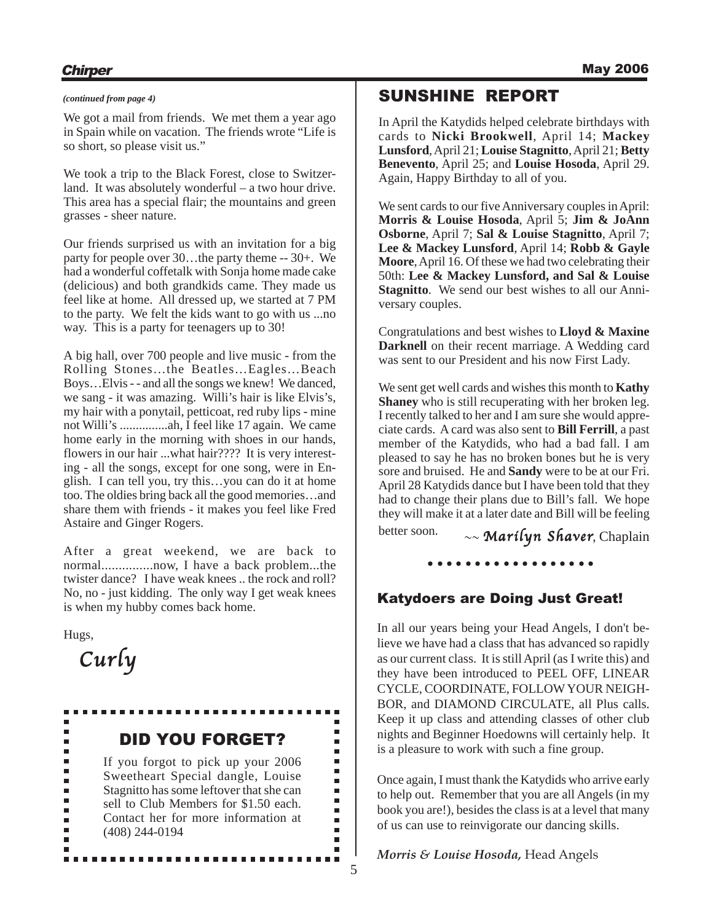*(continued from page 4)*

We got a mail from friends. We met them a year ago in Spain while on vacation. The friends wrote "Life is so short, so please visit us."

We took a trip to the Black Forest, close to Switzerland. It was absolutely wonderful – a two hour drive. This area has a special flair; the mountains and green grasses - sheer nature.

Our friends surprised us with an invitation for a big party for people over 30…the party theme -- 30+. We had a wonderful coffetalk with Sonja home made cake (delicious) and both grandkids came. They made us feel like at home. All dressed up, we started at 7 PM to the party. We felt the kids want to go with us ...no way. This is a party for teenagers up to 30!

A big hall, over 700 people and live music - from the Rolling Stones…the Beatles…Eagles…Beach Boys…Elvis - - and all the songs we knew! We danced, we sang - it was amazing. Willi's hair is like Elvis's, my hair with a ponytail, petticoat, red ruby lips - mine not Willi's ...............ah, I feel like 17 again. We came home early in the morning with shoes in our hands, flowers in our hair ...what hair???? It is very interesting - all the songs, except for one song, were in English. I can tell you, try this…you can do it at home too. The oldies bring back all the good memories…and share them with friends - it makes you feel like Fred Astaire and Ginger Rogers.

After a great weekend, we are back to normal...............now, I have a back problem...the twister dance? I have weak knees .. the rock and roll? No, no - just kidding. The only way I get weak knees is when my hubby comes back home.

Hugs,

*Curly*

## DID YOU FORGET?

If you forgot to pick up your 2006 Sweetheart Special dangle, Louise Stagnitto has some leftover that she can sell to Club Members for $1.50 each. Contact her for more information at (408) 244-0194

## SUNSHINE REPORT

In April the Katydids helped celebrate birthdays with cards to **Nicki Brookwell**, April 14; **Mackey Lunsford**, April 21; **Louise Stagnitto**, April 21; **Betty Benevento**, April 25; and **Louise Hosoda**, April 29. Again, Happy Birthday to all of you.

We sent cards to our five Anniversary couples in April: **Morris & Louise Hosoda**, April 5; **Jim & JoAnn Osborne**, April 7; **Sal & Louise Stagnitto**, April 7; **Lee & Mackey Lunsford**, April 14; **Robb & Gayle Moore**, April 16. Of these we had two celebrating their 50th: **Lee & Mackey Lunsford, and Sal & Louise Stagnitto**. We send our best wishes to all our Anniversary couples.

Congratulations and best wishes to **Lloyd & Maxine Darknell** on their recent marriage. A Wedding card was sent to our President and his now First Lady.

We sent get well cards and wishes this month to **Kathy Shaney** who is still recuperating with her broken leg. I recently talked to her and I am sure she would appreciate cards. A card was also sent to **Bill Ferrill**, a past member of the Katydids, who had a bad fall. I am pleased to say he has no broken bones but he is very sore and bruised. He and **Sandy** were to be at our Fri. April 28 Katydids dance but I have been told that they had to change their plans due to Bill's fall. We hope they will make it at a later date and Bill will be feeling better soon.

~~ ***Marilyn Shaver***, Chaplain

### Katydoers are Doing Just Great!

In all our years being your Head Angels, I don't believe we have had a class that has advanced so rapidly as our current class. It is still April (as I write this) and they have been introduced to PEEL OFF, LINEAR CYCLE, COORDINATE, FOLLOW YOUR NEIGHBOR, and DIAMOND CIRCULATE, all Plus calls. Keep it up class and attending classes of other club nights and Beginner Hoedowns will certainly help. It is a pleasure to work with such a fine group.

Once again, I must thank the Katydids who arrive early to help out. Remember that you are all Angels (in my book you are!), besides the class is at a level that many of us can use to reinvigorate our dancing skills.

***Morris & Louise Hosoda,*** Head Angels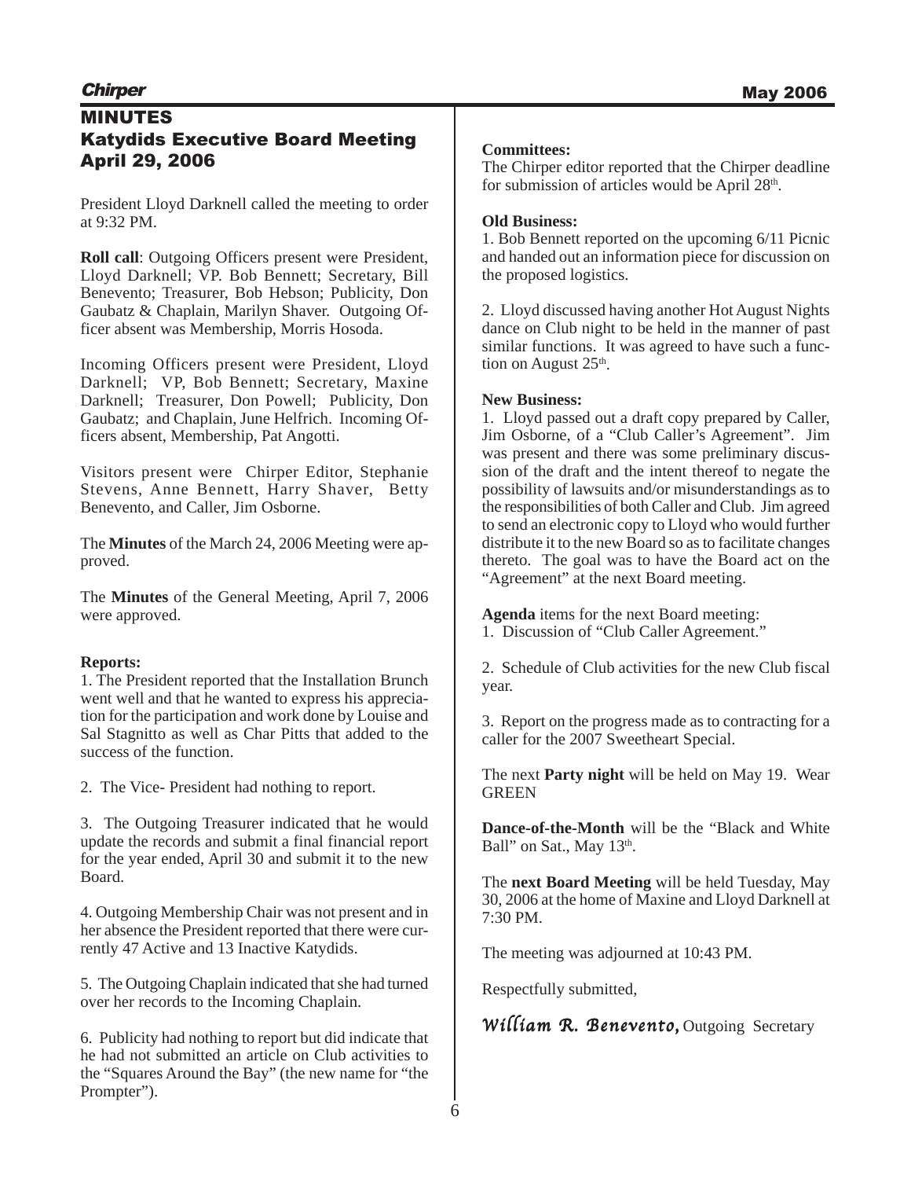# MINUTES
## Katydids Executive Board Meeting
## April 29, 2006

President Lloyd Darknell called the meeting to order at 9:32 PM.

**Roll call**: Outgoing Officers present were President, Lloyd Darknell; VP. Bob Bennett; Secretary, Bill Benevento; Treasurer, Bob Hebson; Publicity, Don Gaubatz & Chaplain, Marilyn Shaver. Outgoing Officer absent was Membership, Morris Hosoda.

Incoming Officers present were President, Lloyd Darknell; VP, Bob Bennett; Secretary, Maxine Darknell; Treasurer, Don Powell; Publicity, Don Gaubatz; and Chaplain, June Helfrich. Incoming Officers absent, Membership, Pat Angotti.

Visitors present were Chirper Editor, Stephanie Stevens, Anne Bennett, Harry Shaver, Betty Benevento, and Caller, Jim Osborne.

The **Minutes** of the March 24, 2006 Meeting were approved.

The **Minutes** of the General Meeting, April 7, 2006 were approved.

**Reports:**

1. The President reported that the Installation Brunch went well and that he wanted to express his appreciation for the participation and work done by Louise and Sal Stagnitto as well as Char Pitts that added to the success of the function.

2. The Vice- President had nothing to report.

3. The Outgoing Treasurer indicated that he would update the records and submit a final financial report for the year ended, April 30 and submit it to the new Board.

4. Outgoing Membership Chair was not present and in her absence the President reported that there were currently 47 Active and 13 Inactive Katydids.

5. The Outgoing Chaplain indicated that she had turned over her records to the Incoming Chaplain.

6. Publicity had nothing to report but did indicate that he had not submitted an article on Club activities to the "Squares Around the Bay" (the new name for "the Prompter").

**Committees:**

The Chirper editor reported that the Chirper deadline for submission of articles would be April 28th.

**Old Business:**

1. Bob Bennett reported on the upcoming 6/11 Picnic and handed out an information piece for discussion on the proposed logistics.

2. Lloyd discussed having another Hot August Nights dance on Club night to be held in the manner of past similar functions. It was agreed to have such a function on August 25th.

**New Business:**

1. Lloyd passed out a draft copy prepared by Caller, Jim Osborne, of a "Club Caller's Agreement". Jim was present and there was some preliminary discussion of the draft and the intent thereof to negate the possibility of lawsuits and/or misunderstandings as to the responsibilities of both Caller and Club. Jim agreed to send an electronic copy to Lloyd who would further distribute it to the new Board so as to facilitate changes thereto. The goal was to have the Board act on the "Agreement" at the next Board meeting.

**Agenda** items for the next Board meeting:

1. Discussion of "Club Caller Agreement."

2. Schedule of Club activities for the new Club fiscal year.

3. Report on the progress made as to contracting for a caller for the 2007 Sweetheart Special.

The next **Party night** will be held on May 19. Wear GREEN

**Dance-of-the-Month** will be the "Black and White Ball" on Sat., May 13th.

The **next Board Meeting** will be held Tuesday, May 30, 2006 at the home of Maxine and Lloyd Darknell at 7:30 PM.

The meeting was adjourned at 10:43 PM.

Respectfully submitted,

*William R. Benevento,* Outgoing Secretary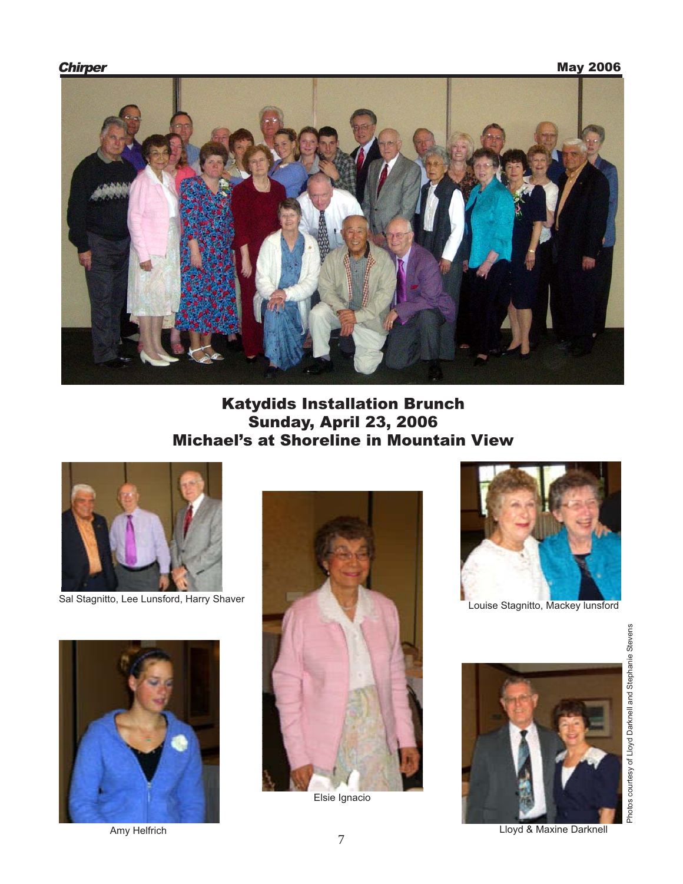## Katydids Installation Brunch
## Sunday, April 23, 2006
## Michael's at Shoreline in Mountain View

Sal Stagnitto, Lee Lunsford, Harry Shaver

Elsie Ignacio

Louise Stagnitto, Mackey lunsford

Amy Helfrich

Lloyd & Maxine Darknell

Photos courtesy of Lloyd Darknell and Stephanie Stevens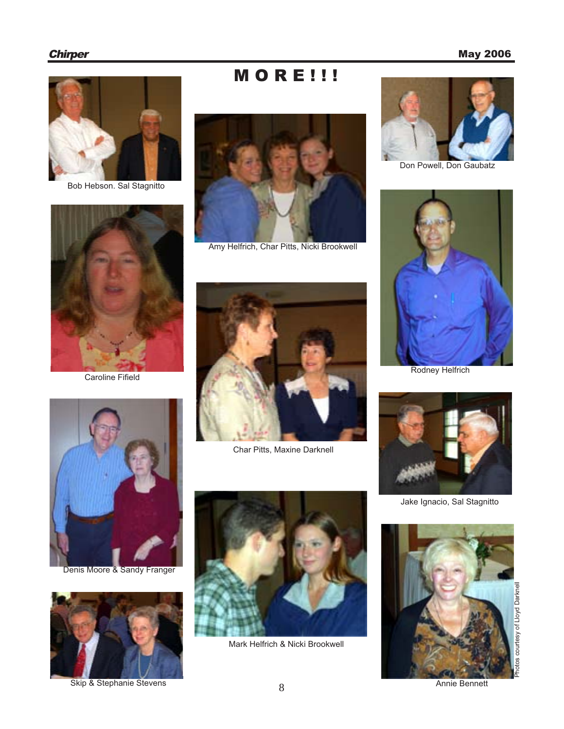# M O R E ! ! !

Bob Hebson. Sal Stagnitto

Caroline Fifield

Denis Moore & Sandy Franger

Skip & Stephanie Stevens

Amy Helfrich, Char Pitts, Nicki Brookwell

Char Pitts, Maxine Darknell

Mark Helfrich & Nicki Brookwell

Don Powell, Don Gaubatz

Rodney Helfrich

Jake Ignacio, Sal Stagnitto

Annie Bennett

Photos courtesy of Lloyd Darknell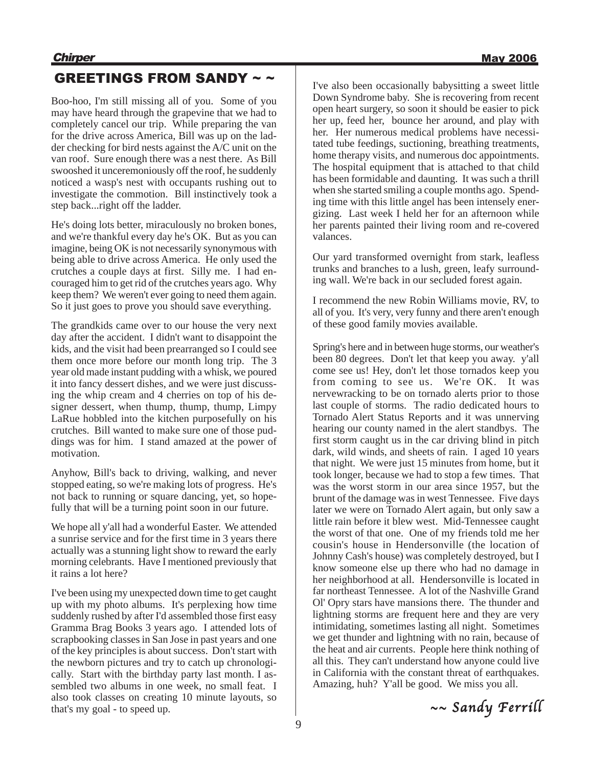## GREETINGS FROM SANDY ~ ~

Boo-hoo, I'm still missing all of you. Some of you may have heard through the grapevine that we had to completely cancel our trip. While preparing the van for the drive across America, Bill was up on the ladder checking for bird nests against the A/C unit on the van roof. Sure enough there was a nest there. As Bill swooshed it unceremoniously off the roof, he suddenly noticed a wasp's nest with occupants rushing out to investigate the commotion. Bill instinctively took a step back...right off the ladder.

He's doing lots better, miraculously no broken bones, and we're thankful every day he's OK. But as you can imagine, being OK is not necessarily synonymous with being able to drive across America. He only used the crutches a couple days at first. Silly me. I had encouraged him to get rid of the crutches years ago. Why keep them? We weren't ever going to need them again. So it just goes to prove you should save everything.

The grandkids came over to our house the very next day after the accident. I didn't want to disappoint the kids, and the visit had been prearranged so I could see them once more before our month long trip. The 3 year old made instant pudding with a whisk, we poured it into fancy dessert dishes, and we were just discussing the whip cream and 4 cherries on top of his designer dessert, when thump, thump, thump, Limpy LaRue hobbled into the kitchen purposefully on his crutches. Bill wanted to make sure one of those puddings was for him. I stand amazed at the power of motivation.

Anyhow, Bill's back to driving, walking, and never stopped eating, so we're making lots of progress. He's not back to running or square dancing, yet, so hopefully that will be a turning point soon in our future.

We hope all y'all had a wonderful Easter. We attended a sunrise service and for the first time in 3 years there actually was a stunning light show to reward the early morning celebrants. Have I mentioned previously that it rains a lot here?

I've been using my unexpected down time to get caught up with my photo albums. It's perplexing how time suddenly rushed by after I'd assembled those first easy Gramma Brag Books 3 years ago. I attended lots of scrapbooking classes in San Jose in past years and one of the key principles is about success. Don't start with the newborn pictures and try to catch up chronologically. Start with the birthday party last month. I assembled two albums in one week, no small feat. I also took classes on creating 10 minute layouts, so that's my goal - to speed up.

I've also been occasionally babysitting a sweet little Down Syndrome baby. She is recovering from recent open heart surgery, so soon it should be easier to pick her up, feed her, bounce her around, and play with her. Her numerous medical problems have necessitated tube feedings, suctioning, breathing treatments, home therapy visits, and numerous doc appointments. The hospital equipment that is attached to that child has been formidable and daunting. It was such a thrill when she started smiling a couple months ago. Spending time with this little angel has been intensely energizing. Last week I held her for an afternoon while her parents painted their living room and re-covered valances.

Our yard transformed overnight from stark, leafless trunks and branches to a lush, green, leafy surrounding wall. We're back in our secluded forest again.

I recommend the new Robin Williams movie, RV, to all of you. It's very, very funny and there aren't enough of these good family movies available.

Spring's here and in between huge storms, our weather's been 80 degrees. Don't let that keep you away. y'all come see us! Hey, don't let those tornados keep you from coming to see us. We're OK. It was nervewracking to be on tornado alerts prior to those last couple of storms. The radio dedicated hours to Tornado Alert Status Reports and it was unnerving hearing our county named in the alert standbys. The first storm caught us in the car driving blind in pitch dark, wild winds, and sheets of rain. I aged 10 years that night. We were just 15 minutes from home, but it took longer, because we had to stop a few times. That was the worst storm in our area since 1957, but the brunt of the damage was in west Tennessee. Five days later we were on Tornado Alert again, but only saw a little rain before it blew west. Mid-Tennessee caught the worst of that one. One of my friends told me her cousin's house in Hendersonville (the location of Johnny Cash's house) was completely destroyed, but I know someone else up there who had no damage in her neighborhood at all. Hendersonville is located in far northeast Tennessee. A lot of the Nashville Grand Ol' Opry stars have mansions there. The thunder and lightning storms are frequent here and they are very intimidating, sometimes lasting all night. Sometimes we get thunder and lightning with no rain, because of the heat and air currents. People here think nothing of all this. They can't understand how anyone could live in California with the constant threat of earthquakes. Amazing, huh? Y'all be good. We miss you all.

*~~ Sandy Ferrill*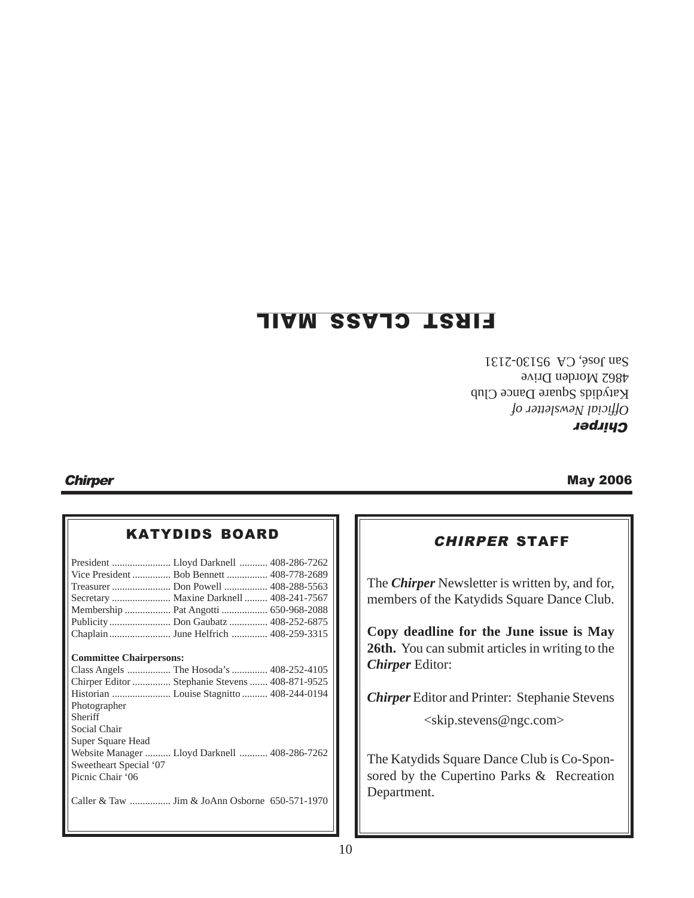**FIRST CLASS MAIL**

***Chirper***
*Official Newsletter of*
Katydids Square Dance Club
4862 Morden Drive
San José, CA 95130-2131

## KATYDIDS BOARD

| | | |
|---|---|---|
| President | Lloyd Darknell | 408-286-7262 |
| Vice President | Bob Bennett | 408-778-2689 |
| Treasurer | Don Powell | 408-288-5563 |
| Secretary | Maxine Darknell | 408-241-7567 |
| Membership | Pat Angotti | 650-968-2088 |
| Publicity | Don Gaubatz | 408-252-6875 |
| Chaplain | June Helfrich | 408-259-3315 |

**Committee Chairpersons:**

| | | |
|---|---|---|
| Class Angels | The Hosoda's | 408-252-4105 |
| Chirper Editor | Stephanie Stevens | 408-871-9525 |
| Historian | Louise Stagnitto | 408-244-0194 |
| Photographer | | |
| Sheriff | | |
| Social Chair | | |
| Super Square Head | | |
| Website Manager | Lloyd Darknell | 408-286-7262 |
| Sweetheart Special '07 | | |
| Picnic Chair '06 | | |

Caller & Taw ................ Jim & JoAnn Osborne 650-571-1970

## *CHIRPER* STAFF

The ***Chirper*** Newsletter is written by, and for, members of the Katydids Square Dance Club.

**Copy deadline for the June issue is May 26th.** You can submit articles in writing to the ***Chirper*** Editor:

***Chirper*** Editor and Printer: Stephanie Stevens

<skip.stevens@ngc.com>

The Katydids Square Dance Club is Co-Sponsored by the Cupertino Parks & Recreation Department.